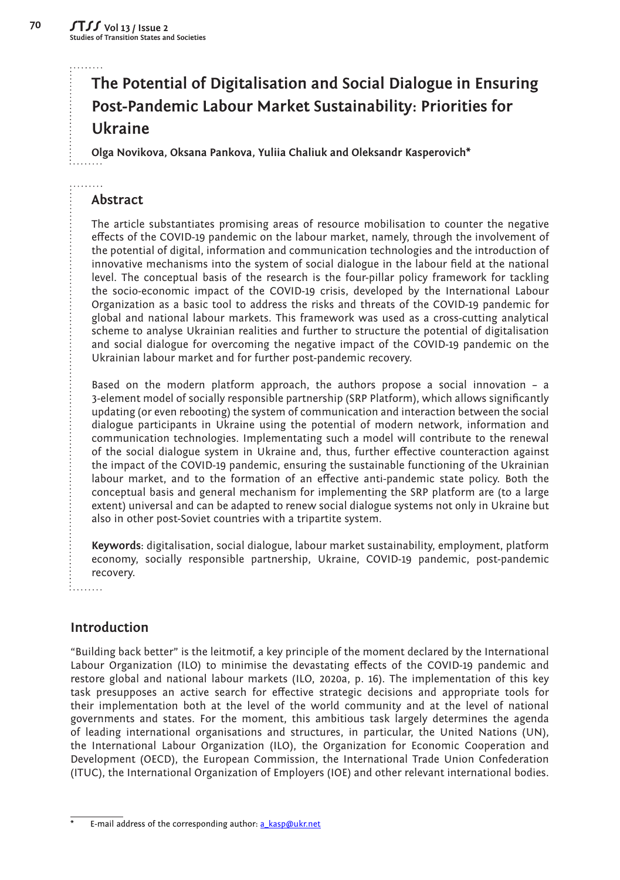# The Potential of Digitalisation and Social Dialogue in Ensuring Post-Pandemic Labour Market Sustainability: Priorities for Ukraine

**Olga Novikova, Oksana Pankova, Yuliia Chaliuk and Oleksandr Kasperovich***

## Abstract

The article substantiates promising areas of resource mobilisation to counter the negative effects of the COVID-19 pandemic on the labour market, namely, through the involvement of the potential of digital, information and communication technologies and the introduction of innovative mechanisms into the system of social dialogue in the labour field at the national level. The conceptual basis of the research is the four-pillar policy framework for tackling the socio-economic impact of the COVID-19 crisis, developed by the International Labour Organization as a basic tool to address the risks and threats of the COVID-19 pandemic for global and national labour markets. This framework was used as a cross-cutting analytical scheme to analyse Ukrainian realities and further to structure the potential of digitalisation and social dialogue for overcoming the negative impact of the COVID-19 pandemic on the Ukrainian labour market and for further post-pandemic recovery.

Based on the modern platform approach, the authors propose a social innovation – a 3-element model of socially responsible partnership (SRP Platform), which allows significantly updating (or even rebooting) the system of communication and interaction between the social dialogue participants in Ukraine using the potential of modern network, information and communication technologies. Implementating such a model will contribute to the renewal of the social dialogue system in Ukraine and, thus, further effective counteraction against the impact of the COVID-19 pandemic, ensuring the sustainable functioning of the Ukrainian labour market, and to the formation of an effective anti-pandemic state policy. Both the conceptual basis and general mechanism for implementing the SRP platform are (to a large extent) universal and can be adapted to renew social dialogue systems not only in Ukraine but also in other post-Soviet countries with a tripartite system.

**Keywords**: digitalisation, social dialogue, labour market sustainability, employment, platform economy, socially responsible partnership, Ukraine, COVID-19 pandemic, post-pandemic recovery.

## Introduction

"Building back better" is the leitmotif, a key principle of the moment declared by the International Labour Organization (ILO) to minimise the devastating effects of the COVID-19 pandemic and restore global and national labour markets (ILO, 2020a, p. 16). The implementation of this key task presupposes an active search for effective strategic decisions and appropriate tools for their implementation both at the level of the world community and at the level of national governments and states. For the moment, this ambitious task largely determines the agenda of leading international organisations and structures, in particular, the United Nations (UN), the International Labour Organization (ILO), the Organization for Economic Cooperation and Development (OECD), the European Commission, the International Trade Union Confederation (ITUC), the International Organization of Employers (IOE) and other relevant international bodies.

---

\* E-mail address of the corresponding author: a_kasp@ukr.net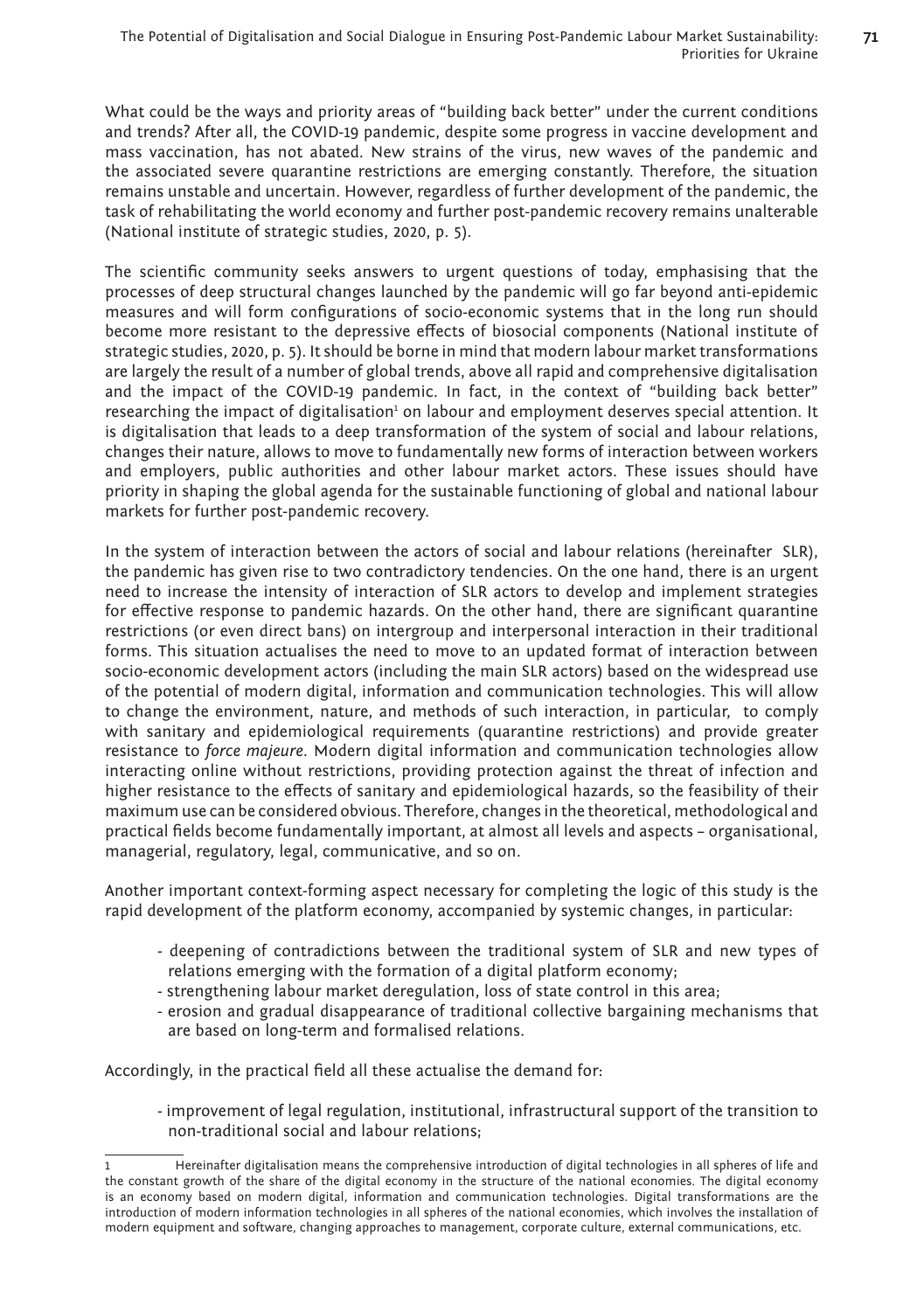What could be the ways and priority areas of "building back better" under the current conditions and trends? After all, the COVID-19 pandemic, despite some progress in vaccine development and mass vaccination, has not abated. New strains of the virus, new waves of the pandemic and the associated severe quarantine restrictions are emerging constantly. Therefore, the situation remains unstable and uncertain. However, regardless of further development of the pandemic, the task of rehabilitating the world economy and further post-pandemic recovery remains unalterable (National institute of strategic studies, 2020, p. 5).

The scientific community seeks answers to urgent questions of today, emphasising that the processes of deep structural changes launched by the pandemic will go far beyond anti-epidemic measures and will form configurations of socio-economic systems that in the long run should become more resistant to the depressive effects of biosocial components (National institute of strategic studies, 2020, p. 5). It should be borne in mind that modern labour market transformations are largely the result of a number of global trends, above all rapid and comprehensive digitalisation and the impact of the COVID-19 pandemic. In fact, in the context of "building back better" researching the impact of digitalisation[1] on labour and employment deserves special attention. It is digitalisation that leads to a deep transformation of the system of social and labour relations, changes their nature, allows to move to fundamentally new forms of interaction between workers and employers, public authorities and other labour market actors. These issues should have priority in shaping the global agenda for the sustainable functioning of global and national labour markets for further post-pandemic recovery.

In the system of interaction between the actors of social and labour relations (hereinafter SLR), the pandemic has given rise to two contradictory tendencies. On the one hand, there is an urgent need to increase the intensity of interaction of SLR actors to develop and implement strategies for effective response to pandemic hazards. On the other hand, there are significant quarantine restrictions (or even direct bans) on intergroup and interpersonal interaction in their traditional forms. This situation actualises the need to move to an updated format of interaction between socio-economic development actors (including the main SLR actors) based on the widespread use of the potential of modern digital, information and communication technologies. This will allow to change the environment, nature, and methods of such interaction, in particular, to comply with sanitary and epidemiological requirements (quarantine restrictions) and provide greater resistance to *force majeure*. Modern digital information and communication technologies allow interacting online without restrictions, providing protection against the threat of infection and higher resistance to the effects of sanitary and epidemiological hazards, so the feasibility of their maximum use can be considered obvious. Therefore, changes in the theoretical, methodological and practical fields become fundamentally important, at almost all levels and aspects – organisational, managerial, regulatory, legal, communicative, and so on.

Another important context-forming aspect necessary for completing the logic of this study is the rapid development of the platform economy, accompanied by systemic changes, in particular:

- deepening of contradictions between the traditional system of SLR and new types of relations emerging with the formation of a digital platform economy;
- strengthening labour market deregulation, loss of state control in this area;
- erosion and gradual disappearance of traditional collective bargaining mechanisms that are based on long-term and formalised relations.

Accordingly, in the practical field all these actualise the demand for:

- improvement of legal regulation, institutional, infrastructural support of the transition to non-traditional social and labour relations;

[1] Hereinafter digitalisation means the comprehensive introduction of digital technologies in all spheres of life and the constant growth of the share of the digital economy in the structure of the national economies. The digital economy is an economy based on modern digital, information and communication technologies. Digital transformations are the introduction of modern information technologies in all spheres of the national economies, which involves the installation of modern equipment and software, changing approaches to management, corporate culture, external communications, etc.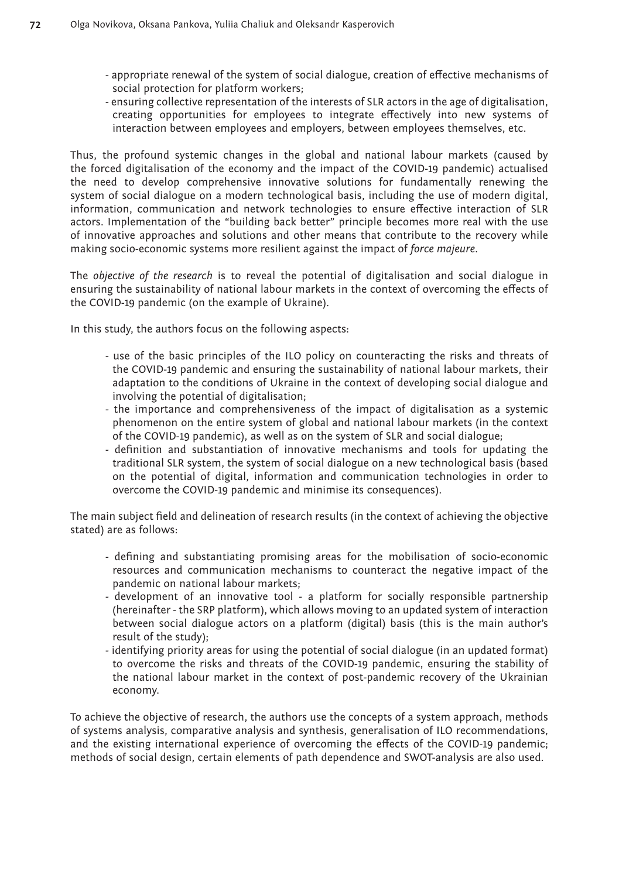- appropriate renewal of the system of social dialogue, creation of effective mechanisms of social protection for platform workers;
- ensuring collective representation of the interests of SLR actors in the age of digitalisation, creating opportunities for employees to integrate effectively into new systems of interaction between employees and employers, between employees themselves, etc.

Thus, the profound systemic changes in the global and national labour markets (caused by the forced digitalisation of the economy and the impact of the COVID-19 pandemic) actualised the need to develop comprehensive innovative solutions for fundamentally renewing the system of social dialogue on a modern technological basis, including the use of modern digital, information, communication and network technologies to ensure effective interaction of SLR actors. Implementation of the "building back better" principle becomes more real with the use of innovative approaches and solutions and other means that contribute to the recovery while making socio-economic systems more resilient against the impact of *force majeure*.

The *objective of the research* is to reveal the potential of digitalisation and social dialogue in ensuring the sustainability of national labour markets in the context of overcoming the effects of the COVID-19 pandemic (on the example of Ukraine).

In this study, the authors focus on the following aspects:

- use of the basic principles of the ILO policy on counteracting the risks and threats of the COVID-19 pandemic and ensuring the sustainability of national labour markets, their adaptation to the conditions of Ukraine in the context of developing social dialogue and involving the potential of digitalisation;
- the importance and comprehensiveness of the impact of digitalisation as a systemic phenomenon on the entire system of global and national labour markets (in the context of the COVID-19 pandemic), as well as on the system of SLR and social dialogue;
- definition and substantiation of innovative mechanisms and tools for updating the traditional SLR system, the system of social dialogue on a new technological basis (based on the potential of digital, information and communication technologies in order to overcome the COVID-19 pandemic and minimise its consequences).

The main subject field and delineation of research results (in the context of achieving the objective stated) are as follows:

- defining and substantiating promising areas for the mobilisation of socio-economic resources and communication mechanisms to counteract the negative impact of the pandemic on national labour markets;
- development of an innovative tool - a platform for socially responsible partnership (hereinafter - the SRP platform), which allows moving to an updated system of interaction between social dialogue actors on a platform (digital) basis (this is the main author's result of the study);
- identifying priority areas for using the potential of social dialogue (in an updated format) to overcome the risks and threats of the COVID-19 pandemic, ensuring the stability of the national labour market in the context of post-pandemic recovery of the Ukrainian economy.

To achieve the objective of research, the authors use the concepts of a system approach, methods of systems analysis, comparative analysis and synthesis, generalisation of ILO recommendations, and the existing international experience of overcoming the effects of the COVID-19 pandemic; methods of social design, certain elements of path dependence and SWOT-analysis are also used.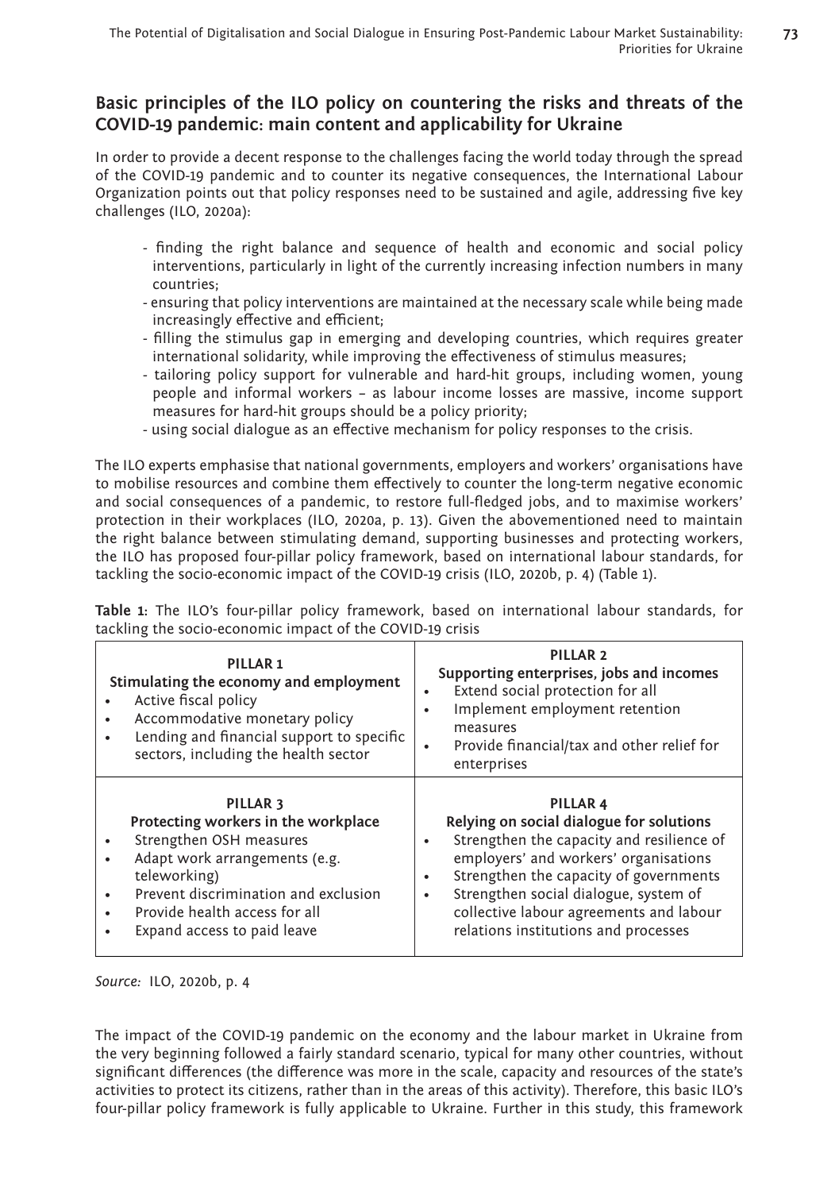## Basic principles of the ILO policy on countering the risks and threats of the COVID-19 pandemic: main content and applicability for Ukraine

In order to provide a decent response to the challenges facing the world today through the spread of the COVID-19 pandemic and to counter its negative consequences, the International Labour Organization points out that policy responses need to be sustained and agile, addressing five key challenges (ILO, 2020a):

- finding the right balance and sequence of health and economic and social policy interventions, particularly in light of the currently increasing infection numbers in many countries;
- ensuring that policy interventions are maintained at the necessary scale while being made increasingly effective and efficient;
- filling the stimulus gap in emerging and developing countries, which requires greater international solidarity, while improving the effectiveness of stimulus measures;
- tailoring policy support for vulnerable and hard-hit groups, including women, young people and informal workers – as labour income losses are massive, income support measures for hard-hit groups should be a policy priority;
- using social dialogue as an effective mechanism for policy responses to the crisis.

The ILO experts emphasise that national governments, employers and workers' organisations have to mobilise resources and combine them effectively to counter the long-term negative economic and social consequences of a pandemic, to restore full-fledged jobs, and to maximise workers' protection in their workplaces (ILO, 2020a, p. 13). Given the abovementioned need to maintain the right balance between stimulating demand, supporting businesses and protecting workers, the ILO has proposed four-pillar policy framework, based on international labour standards, for tackling the socio-economic impact of the COVID-19 crisis (ILO, 2020b, p. 4) (Table 1).

**Table 1:** The ILO's four-pillar policy framework, based on international labour standards, for tackling the socio-economic impact of the COVID-19 crisis

| **PILLAR 1** Stimulating the economy and employment | **PILLAR 2** Supporting enterprises, jobs and incomes |
|---|---|
| • Active fiscal policy<br>• Accommodative monetary policy<br>• Lending and financial support to specific sectors, including the health sector | • Extend social protection for all<br>• Implement employment retention measures<br>• Provide financial/tax and other relief for enterprises |
| **PILLAR 3** Protecting workers in the workplace | **PILLAR 4** Relying on social dialogue for solutions |
| • Strengthen OSH measures<br>• Adapt work arrangements (e.g. teleworking)<br>• Prevent discrimination and exclusion<br>• Provide health access for all<br>• Expand access to paid leave | • Strengthen the capacity and resilience of employers' and workers' organisations<br>• Strengthen the capacity of governments<br>• Strengthen social dialogue, system of collective labour agreements and labour relations institutions and processes |

*Source:* ILO, 2020b, p. 4

The impact of the COVID-19 pandemic on the economy and the labour market in Ukraine from the very beginning followed a fairly standard scenario, typical for many other countries, without significant differences (the difference was more in the scale, capacity and resources of the state's activities to protect its citizens, rather than in the areas of this activity). Therefore, this basic ILO's four-pillar policy framework is fully applicable to Ukraine. Further in this study, this framework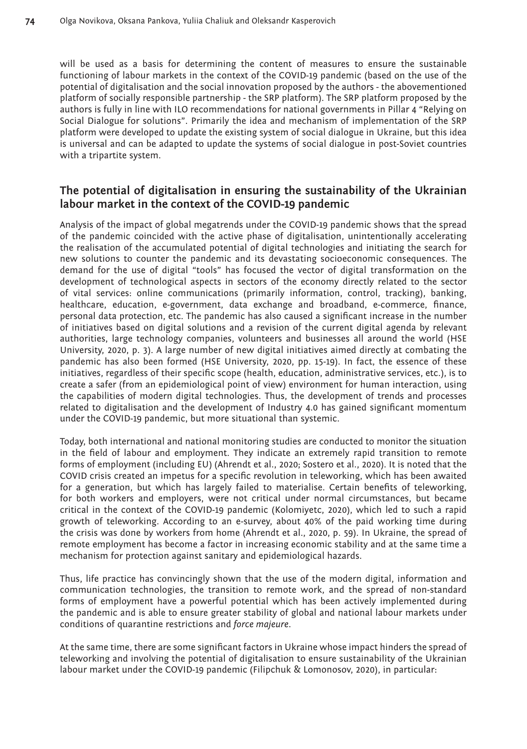will be used as a basis for determining the content of measures to ensure the sustainable functioning of labour markets in the context of the COVID-19 pandemic (based on the use of the potential of digitalisation and the social innovation proposed by the authors - the abovementioned platform of socially responsible partnership - the SRP platform). The SRP platform proposed by the authors is fully in line with ILO recommendations for national governments in Pillar 4 "Relying on Social Dialogue for solutions". Primarily the idea and mechanism of implementation of the SRP platform were developed to update the existing system of social dialogue in Ukraine, but this idea is universal and can be adapted to update the systems of social dialogue in post-Soviet countries with a tripartite system.

## The potential of digitalisation in ensuring the sustainability of the Ukrainian labour market in the context of the COVID-19 pandemic

Analysis of the impact of global megatrends under the COVID-19 pandemic shows that the spread of the pandemic coincided with the active phase of digitalisation, unintentionally accelerating the realisation of the accumulated potential of digital technologies and initiating the search for new solutions to counter the pandemic and its devastating socioeconomic consequences. The demand for the use of digital "tools" has focused the vector of digital transformation on the development of technological aspects in sectors of the economy directly related to the sector of vital services: online communications (primarily information, control, tracking), banking, healthcare, education, e-government, data exchange and broadband, e-commerce, finance, personal data protection, etc. The pandemic has also caused a significant increase in the number of initiatives based on digital solutions and a revision of the current digital agenda by relevant authorities, large technology companies, volunteers and businesses all around the world (HSE University, 2020, p. 3). A large number of new digital initiatives aimed directly at combating the pandemic has also been formed (HSE University, 2020, pp. 15-19). In fact, the essence of these initiatives, regardless of their specific scope (health, education, administrative services, etc.), is to create a safer (from an epidemiological point of view) environment for human interaction, using the capabilities of modern digital technologies. Thus, the development of trends and processes related to digitalisation and the development of Industry 4.0 has gained significant momentum under the COVID-19 pandemic, but more situational than systemic.

Today, both international and national monitoring studies are conducted to monitor the situation in the field of labour and employment. They indicate an extremely rapid transition to remote forms of employment (including EU) (Ahrendt et al., 2020; Sostero et al., 2020). It is noted that the COVID crisis created an impetus for a specific revolution in teleworking, which has been awaited for a generation, but which has largely failed to materialise. Certain benefits of teleworking, for both workers and employers, were not critical under normal circumstances, but became critical in the context of the COVID-19 pandemic (Kolomiyetc, 2020), which led to such a rapid growth of teleworking. According to an e-survey, about 40% of the paid working time during the crisis was done by workers from home (Ahrendt et al., 2020, p. 59). In Ukraine, the spread of remote employment has become a factor in increasing economic stability and at the same time a mechanism for protection against sanitary and epidemiological hazards.

Thus, life practice has convincingly shown that the use of the modern digital, information and communication technologies, the transition to remote work, and the spread of non-standard forms of employment have a powerful potential which has been actively implemented during the pandemic and is able to ensure greater stability of global and national labour markets under conditions of quarantine restrictions and *force majeure*.

At the same time, there are some significant factors in Ukraine whose impact hinders the spread of teleworking and involving the potential of digitalisation to ensure sustainability of the Ukrainian labour market under the COVID-19 pandemic (Filipchuk & Lomonosov, 2020), in particular: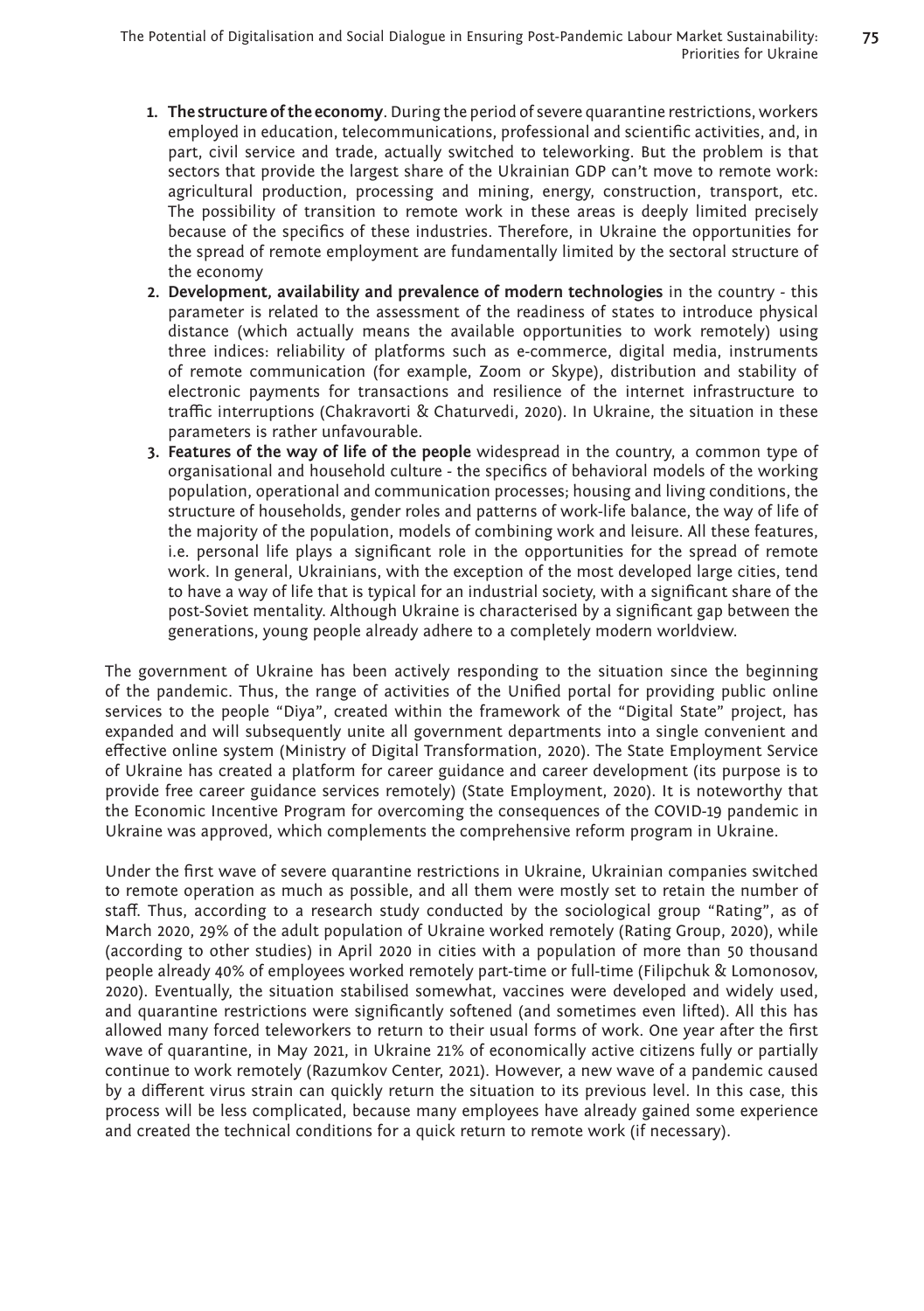1. **The structure of the economy**. During the period of severe quarantine restrictions, workers employed in education, telecommunications, professional and scientific activities, and, in part, civil service and trade, actually switched to teleworking. But the problem is that sectors that provide the largest share of the Ukrainian GDP can't move to remote work: agricultural production, processing and mining, energy, construction, transport, etc. The possibility of transition to remote work in these areas is deeply limited precisely because of the specifics of these industries. Therefore, in Ukraine the opportunities for the spread of remote employment are fundamentally limited by the sectoral structure of the economy
2. **Development, availability and prevalence of modern technologies** in the country - this parameter is related to the assessment of the readiness of states to introduce physical distance (which actually means the available opportunities to work remotely) using three indices: reliability of platforms such as e-commerce, digital media, instruments of remote communication (for example, Zoom or Skype), distribution and stability of electronic payments for transactions and resilience of the internet infrastructure to traffic interruptions (Chakravorti & Chaturvedi, 2020). In Ukraine, the situation in these parameters is rather unfavourable.
3. **Features of the way of life of the people** widespread in the country, a common type of organisational and household culture - the specifics of behavioral models of the working population, operational and communication processes; housing and living conditions, the structure of households, gender roles and patterns of work-life balance, the way of life of the majority of the population, models of combining work and leisure. All these features, i.e. personal life plays a significant role in the opportunities for the spread of remote work. In general, Ukrainians, with the exception of the most developed large cities, tend to have a way of life that is typical for an industrial society, with a significant share of the post-Soviet mentality. Although Ukraine is characterised by a significant gap between the generations, young people already adhere to a completely modern worldview.

The government of Ukraine has been actively responding to the situation since the beginning of the pandemic. Thus, the range of activities of the Unified portal for providing public online services to the people "Diya", created within the framework of the "Digital State" project, has expanded and will subsequently unite all government departments into a single convenient and effective online system (Ministry of Digital Transformation, 2020). The State Employment Service of Ukraine has created a platform for career guidance and career development (its purpose is to provide free career guidance services remotely) (State Employment, 2020). It is noteworthy that the Economic Incentive Program for overcoming the consequences of the COVID-19 pandemic in Ukraine was approved, which complements the comprehensive reform program in Ukraine.

Under the first wave of severe quarantine restrictions in Ukraine, Ukrainian companies switched to remote operation as much as possible, and all them were mostly set to retain the number of staff. Thus, according to a research study conducted by the sociological group "Rating", as of March 2020, 29% of the adult population of Ukraine worked remotely (Rating Group, 2020), while (according to other studies) in April 2020 in cities with a population of more than 50 thousand people already 40% of employees worked remotely part-time or full-time (Filipchuk & Lomonosov, 2020). Eventually, the situation stabilised somewhat, vaccines were developed and widely used, and quarantine restrictions were significantly softened (and sometimes even lifted). All this has allowed many forced teleworkers to return to their usual forms of work. One year after the first wave of quarantine, in May 2021, in Ukraine 21% of economically active citizens fully or partially continue to work remotely (Razumkov Center, 2021). However, a new wave of a pandemic caused by a different virus strain can quickly return the situation to its previous level. In this case, this process will be less complicated, because many employees have already gained some experience and created the technical conditions for a quick return to remote work (if necessary).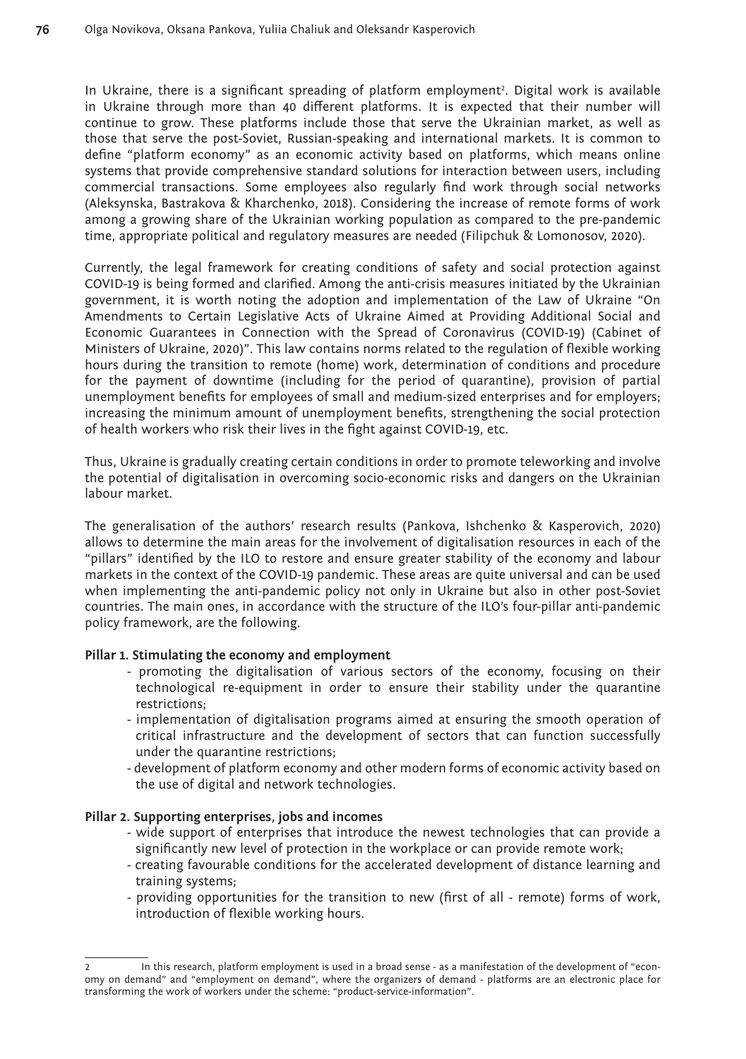In Ukraine, there is a significant spreading of platform employment[2]. Digital work is available in Ukraine through more than 40 different platforms. It is expected that their number will continue to grow. These platforms include those that serve the Ukrainian market, as well as those that serve the post-Soviet, Russian-speaking and international markets. It is common to define "platform economy" as an economic activity based on platforms, which means online systems that provide comprehensive standard solutions for interaction between users, including commercial transactions. Some employees also regularly find work through social networks (Aleksynska, Bastrakova & Kharchenko, 2018). Considering the increase of remote forms of work among a growing share of the Ukrainian working population as compared to the pre-pandemic time, appropriate political and regulatory measures are needed (Filipchuk & Lomonosov, 2020).

Currently, the legal framework for creating conditions of safety and social protection against COVID-19 is being formed and clarified. Among the anti-crisis measures initiated by the Ukrainian government, it is worth noting the adoption and implementation of the Law of Ukraine "On Amendments to Certain Legislative Acts of Ukraine Aimed at Providing Additional Social and Economic Guarantees in Connection with the Spread of Coronavirus (COVID-19) (Cabinet of Ministers of Ukraine, 2020)". This law contains norms related to the regulation of flexible working hours during the transition to remote (home) work, determination of conditions and procedure for the payment of downtime (including for the period of quarantine), provision of partial unemployment benefits for employees of small and medium-sized enterprises and for employers; increasing the minimum amount of unemployment benefits, strengthening the social protection of health workers who risk their lives in the fight against COVID-19, etc.

Thus, Ukraine is gradually creating certain conditions in order to promote teleworking and involve the potential of digitalisation in overcoming socio-economic risks and dangers on the Ukrainian labour market.

The generalisation of the authors' research results (Pankova, Ishchenko & Kasperovich, 2020) allows to determine the main areas for the involvement of digitalisation resources in each of the "pillars" identified by the ILO to restore and ensure greater stability of the economy and labour markets in the context of the COVID-19 pandemic. These areas are quite universal and can be used when implementing the anti-pandemic policy not only in Ukraine but also in other post-Soviet countries. The main ones, in accordance with the structure of the ILO's four-pillar anti-pandemic policy framework, are the following.

**Pillar 1. Stimulating the economy and employment**

- promoting the digitalisation of various sectors of the economy, focusing on their technological re-equipment in order to ensure their stability under the quarantine restrictions;
- implementation of digitalisation programs aimed at ensuring the smooth operation of critical infrastructure and the development of sectors that can function successfully under the quarantine restrictions;
- development of platform economy and other modern forms of economic activity based on the use of digital and network technologies.

**Pillar 2. Supporting enterprises, jobs and incomes**

- wide support of enterprises that introduce the newest technologies that can provide a significantly new level of protection in the workplace or can provide remote work;
- creating favourable conditions for the accelerated development of distance learning and training systems;
- providing opportunities for the transition to new (first of all - remote) forms of work, introduction of flexible working hours.

---

[2] In this research, platform employment is used in a broad sense - as a manifestation of the development of "economy on demand" and "employment on demand", where the organizers of demand - platforms are an electronic place for transforming the work of workers under the scheme: "product-service-information".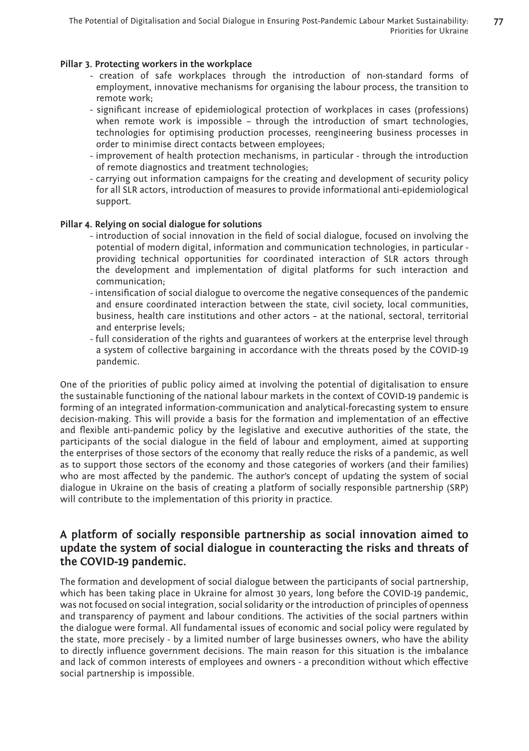**Pillar 3. Protecting workers in the workplace**

- creation of safe workplaces through the introduction of non-standard forms of employment, innovative mechanisms for organising the labour process, the transition to remote work;
- significant increase of epidemiological protection of workplaces in cases (professions) when remote work is impossible – through the introduction of smart technologies, technologies for optimising production processes, reengineering business processes in order to minimise direct contacts between employees;
- improvement of health protection mechanisms, in particular - through the introduction of remote diagnostics and treatment technologies;
- carrying out information campaigns for the creating and development of security policy for all SLR actors, introduction of measures to provide informational anti-epidemiological support.

**Pillar 4. Relying on social dialogue for solutions**

- introduction of social innovation in the field of social dialogue, focused on involving the potential of modern digital, information and communication technologies, in particular - providing technical opportunities for coordinated interaction of SLR actors through the development and implementation of digital platforms for such interaction and communication;
- intensification of social dialogue to overcome the negative consequences of the pandemic and ensure coordinated interaction between the state, civil society, local communities, business, health care institutions and other actors – at the national, sectoral, territorial and enterprise levels;
- full consideration of the rights and guarantees of workers at the enterprise level through a system of collective bargaining in accordance with the threats posed by the COVID-19 pandemic.

One of the priorities of public policy aimed at involving the potential of digitalisation to ensure the sustainable functioning of the national labour markets in the context of COVID-19 pandemic is forming of an integrated information-communication and analytical-forecasting system to ensure decision-making. This will provide a basis for the formation and implementation of an effective and flexible anti-pandemic policy by the legislative and executive authorities of the state, the participants of the social dialogue in the field of labour and employment, aimed at supporting the enterprises of those sectors of the economy that really reduce the risks of a pandemic, as well as to support those sectors of the economy and those categories of workers (and their families) who are most affected by the pandemic. The author's concept of updating the system of social dialogue in Ukraine on the basis of creating a platform of socially responsible partnership (SRP) will contribute to the implementation of this priority in practice.

## A platform of socially responsible partnership as social innovation aimed to update the system of social dialogue in counteracting the risks and threats of the COVID-19 pandemic.

The formation and development of social dialogue between the participants of social partnership, which has been taking place in Ukraine for almost 30 years, long before the COVID-19 pandemic, was not focused on social integration, social solidarity or the introduction of principles of openness and transparency of payment and labour conditions. The activities of the social partners within the dialogue were formal. All fundamental issues of economic and social policy were regulated by the state, more precisely - by a limited number of large businesses owners, who have the ability to directly influence government decisions. The main reason for this situation is the imbalance and lack of common interests of employees and owners - a precondition without which effective social partnership is impossible.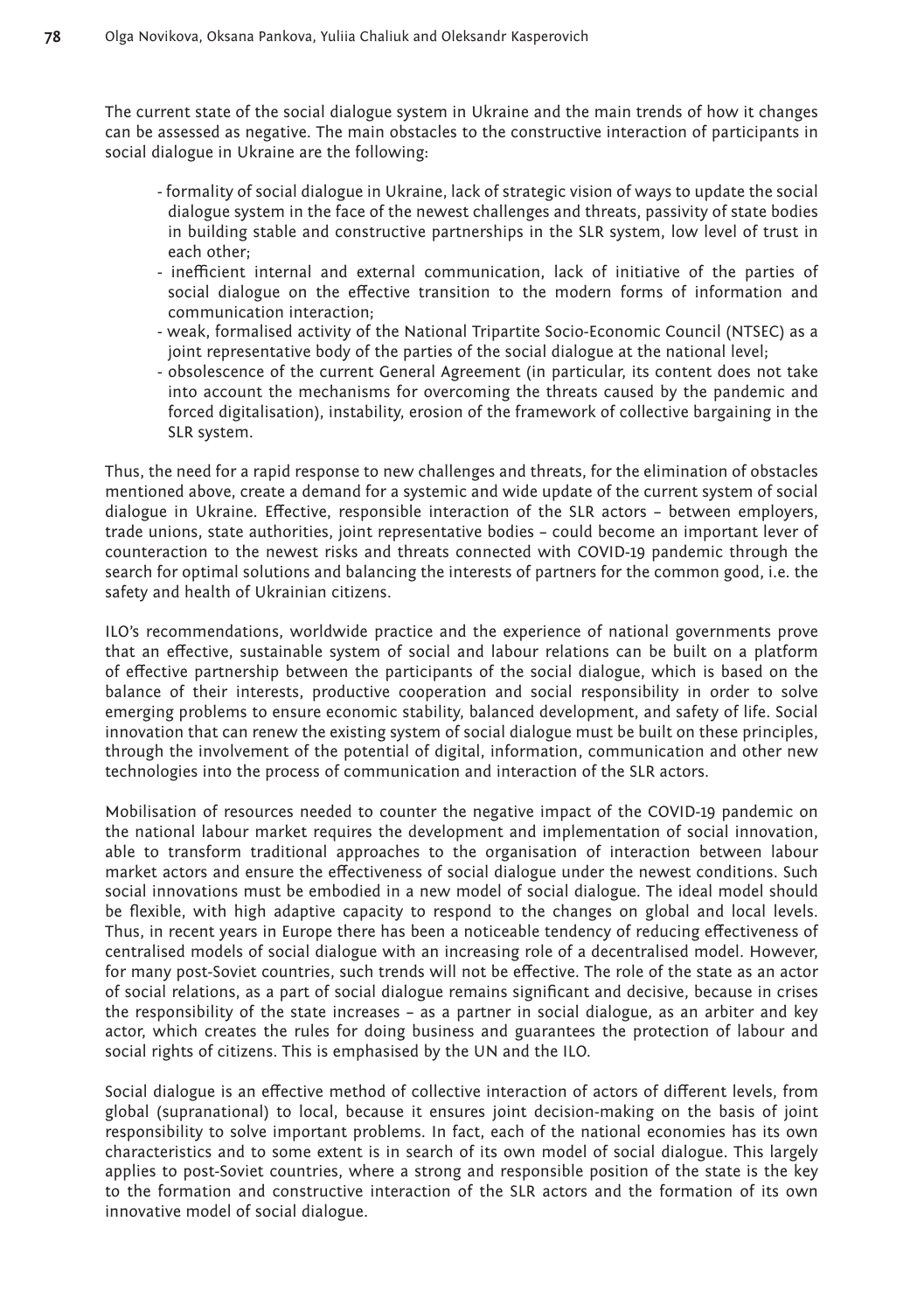The current state of the social dialogue system in Ukraine and the main trends of how it changes can be assessed as negative. The main obstacles to the constructive interaction of participants in social dialogue in Ukraine are the following:

- formality of social dialogue in Ukraine, lack of strategic vision of ways to update the social dialogue system in the face of the newest challenges and threats, passivity of state bodies in building stable and constructive partnerships in the SLR system, low level of trust in each other;
- inefficient internal and external communication, lack of initiative of the parties of social dialogue on the effective transition to the modern forms of information and communication interaction;
- weak, formalised activity of the National Tripartite Socio-Economic Council (NTSEC) as a joint representative body of the parties of the social dialogue at the national level;
- obsolescence of the current General Agreement (in particular, its content does not take into account the mechanisms for overcoming the threats caused by the pandemic and forced digitalisation), instability, erosion of the framework of collective bargaining in the SLR system.

Thus, the need for a rapid response to new challenges and threats, for the elimination of obstacles mentioned above, create a demand for a systemic and wide update of the current system of social dialogue in Ukraine. Effective, responsible interaction of the SLR actors – between employers, trade unions, state authorities, joint representative bodies – could become an important lever of counteraction to the newest risks and threats connected with COVID-19 pandemic through the search for optimal solutions and balancing the interests of partners for the common good, i.e. the safety and health of Ukrainian citizens.

ILO's recommendations, worldwide practice and the experience of national governments prove that an effective, sustainable system of social and labour relations can be built on a platform of effective partnership between the participants of the social dialogue, which is based on the balance of their interests, productive cooperation and social responsibility in order to solve emerging problems to ensure economic stability, balanced development, and safety of life. Social innovation that can renew the existing system of social dialogue must be built on these principles, through the involvement of the potential of digital, information, communication and other new technologies into the process of communication and interaction of the SLR actors.

Mobilisation of resources needed to counter the negative impact of the COVID-19 pandemic on the national labour market requires the development and implementation of social innovation, able to transform traditional approaches to the organisation of interaction between labour market actors and ensure the effectiveness of social dialogue under the newest conditions. Such social innovations must be embodied in a new model of social dialogue. The ideal model should be flexible, with high adaptive capacity to respond to the changes on global and local levels. Thus, in recent years in Europe there has been a noticeable tendency of reducing effectiveness of centralised models of social dialogue with an increasing role of a decentralised model. However, for many post-Soviet countries, such trends will not be effective. The role of the state as an actor of social relations, as a part of social dialogue remains significant and decisive, because in crises the responsibility of the state increases – as a partner in social dialogue, as an arbiter and key actor, which creates the rules for doing business and guarantees the protection of labour and social rights of citizens. This is emphasised by the UN and the ILO.

Social dialogue is an effective method of collective interaction of actors of different levels, from global (supranational) to local, because it ensures joint decision-making on the basis of joint responsibility to solve important problems. In fact, each of the national economies has its own characteristics and to some extent is in search of its own model of social dialogue. This largely applies to post-Soviet countries, where a strong and responsible position of the state is the key to the formation and constructive interaction of the SLR actors and the formation of its own innovative model of social dialogue.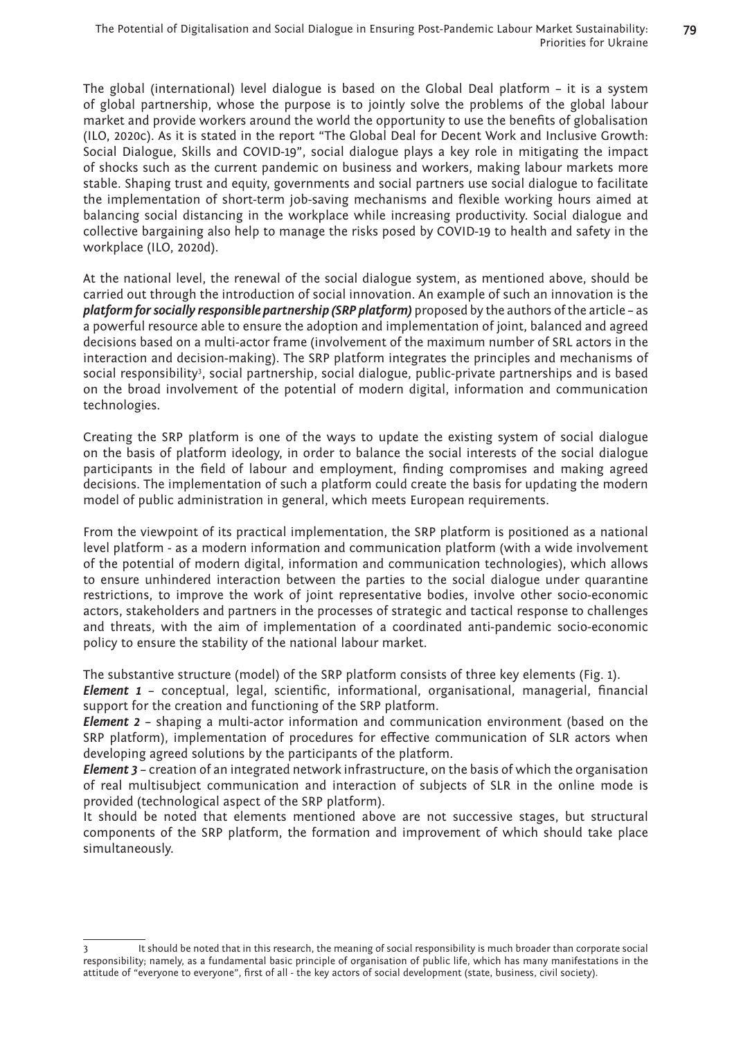The global (international) level dialogue is based on the Global Deal platform – it is a system of global partnership, whose the purpose is to jointly solve the problems of the global labour market and provide workers around the world the opportunity to use the benefits of globalisation (ILO, 2020c). As it is stated in the report "The Global Deal for Decent Work and Inclusive Growth: Social Dialogue, Skills and COVID-19", social dialogue plays a key role in mitigating the impact of shocks such as the current pandemic on business and workers, making labour markets more stable. Shaping trust and equity, governments and social partners use social dialogue to facilitate the implementation of short-term job-saving mechanisms and flexible working hours aimed at balancing social distancing in the workplace while increasing productivity. Social dialogue and collective bargaining also help to manage the risks posed by COVID-19 to health and safety in the workplace (ILO, 2020d).

At the national level, the renewal of the social dialogue system, as mentioned above, should be carried out through the introduction of social innovation. An example of such an innovation is the ***platform for socially responsible partnership (SRP platform)*** proposed by the authors of the article – as a powerful resource able to ensure the adoption and implementation of joint, balanced and agreed decisions based on a multi-actor frame (involvement of the maximum number of SRL actors in the interaction and decision-making). The SRP platform integrates the principles and mechanisms of social responsibility[3], social partnership, social dialogue, public-private partnerships and is based on the broad involvement of the potential of modern digital, information and communication technologies.

Creating the SRP platform is one of the ways to update the existing system of social dialogue on the basis of platform ideology, in order to balance the social interests of the social dialogue participants in the field of labour and employment, finding compromises and making agreed decisions. The implementation of such a platform could create the basis for updating the modern model of public administration in general, which meets European requirements.

From the viewpoint of its practical implementation, the SRP platform is positioned as a national level platform - as a modern information and communication platform (with a wide involvement of the potential of modern digital, information and communication technologies), which allows to ensure unhindered interaction between the parties to the social dialogue under quarantine restrictions, to improve the work of joint representative bodies, involve other socio-economic actors, stakeholders and partners in the processes of strategic and tactical response to challenges and threats, with the aim of implementation of a coordinated anti-pandemic socio-economic policy to ensure the stability of the national labour market.

The substantive structure (model) of the SRP platform consists of three key elements (Fig. 1).

***Element 1*** – conceptual, legal, scientific, informational, organisational, managerial, financial support for the creation and functioning of the SRP platform.

***Element 2*** – shaping a multi-actor information and communication environment (based on the SRP platform), implementation of procedures for effective communication of SLR actors when developing agreed solutions by the participants of the platform.

***Element 3*** – creation of an integrated network infrastructure, on the basis of which the organisation of real multisubject communication and interaction of subjects of SLR in the online mode is provided (technological aspect of the SRP platform).

It should be noted that elements mentioned above are not successive stages, but structural components of the SRP platform, the formation and improvement of which should take place simultaneously.

---

3 It should be noted that in this research, the meaning of social responsibility is much broader than corporate social responsibility; namely, as a fundamental basic principle of organisation of public life, which has many manifestations in the attitude of "everyone to everyone", first of all - the key actors of social development (state, business, civil society).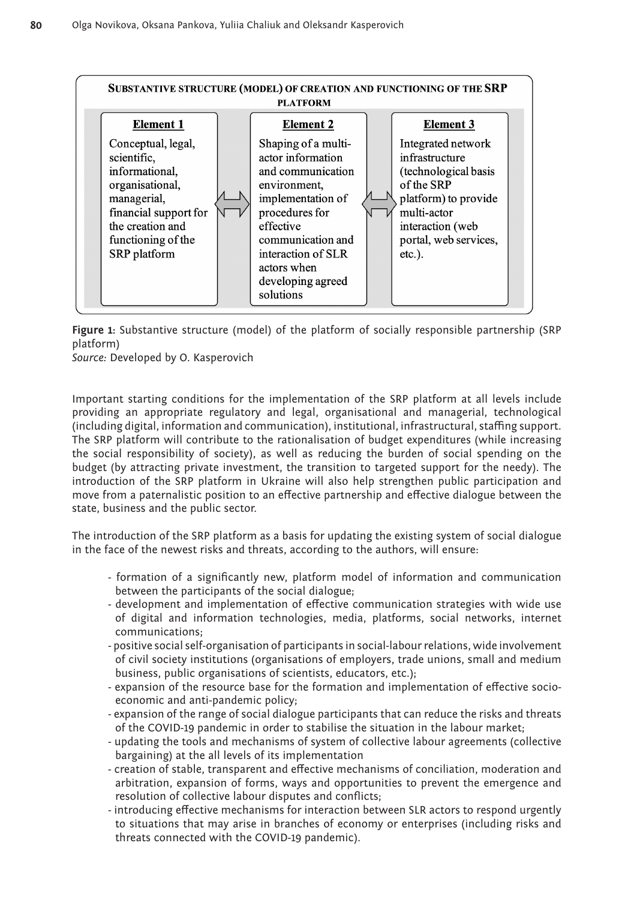**SUBSTANTIVE STRUCTURE (MODEL) OF CREATION AND FUNCTIONING OF THE SRP PLATFORM**

| Element 1 | | Element 2 | | Element 3 |
|---|---|---|---|---|
| Conceptual, legal, scientific, informational, organisational, managerial, financial support for the creation and functioning of the SRP platform | ⟺ | Shaping of a multi-actor information and communication environment, implementation of procedures for effective communication and interaction of SLR actors when developing agreed solutions | ⟺ | Integrated network infrastructure (technological basis of the SRP platform) to provide multi-actor interaction (web portal, web services, etc.). |

**Figure 1**: Substantive structure (model) of the platform of socially responsible partnership (SRP platform)
*Source:* Developed by O. Kasperovich

Important starting conditions for the implementation of the SRP platform at all levels include providing an appropriate regulatory and legal, organisational and managerial, technological (including digital, information and communication), institutional, infrastructural, staffing support. The SRP platform will contribute to the rationalisation of budget expenditures (while increasing the social responsibility of society), as well as reducing the burden of social spending on the budget (by attracting private investment, the transition to targeted support for the needy). The introduction of the SRP platform in Ukraine will also help strengthen public participation and move from a paternalistic position to an effective partnership and effective dialogue between the state, business and the public sector.

The introduction of the SRP platform as a basis for updating the existing system of social dialogue in the face of the newest risks and threats, according to the authors, will ensure:

- formation of a significantly new, platform model of information and communication between the participants of the social dialogue;
- development and implementation of effective communication strategies with wide use of digital and information technologies, media, platforms, social networks, internet communications;
- positive social self-organisation of participants in social-labour relations, wide involvement of civil society institutions (organisations of employers, trade unions, small and medium business, public organisations of scientists, educators, etc.);
- expansion of the resource base for the formation and implementation of effective socio-economic and anti-pandemic policy;
- expansion of the range of social dialogue participants that can reduce the risks and threats of the COVID-19 pandemic in order to stabilise the situation in the labour market;
- updating the tools and mechanisms of system of collective labour agreements (collective bargaining) at the all levels of its implementation
- creation of stable, transparent and effective mechanisms of conciliation, moderation and arbitration, expansion of forms, ways and opportunities to prevent the emergence and resolution of collective labour disputes and conflicts;
- introducing effective mechanisms for interaction between SLR actors to respond urgently to situations that may arise in branches of economy or enterprises (including risks and threats connected with the COVID-19 pandemic).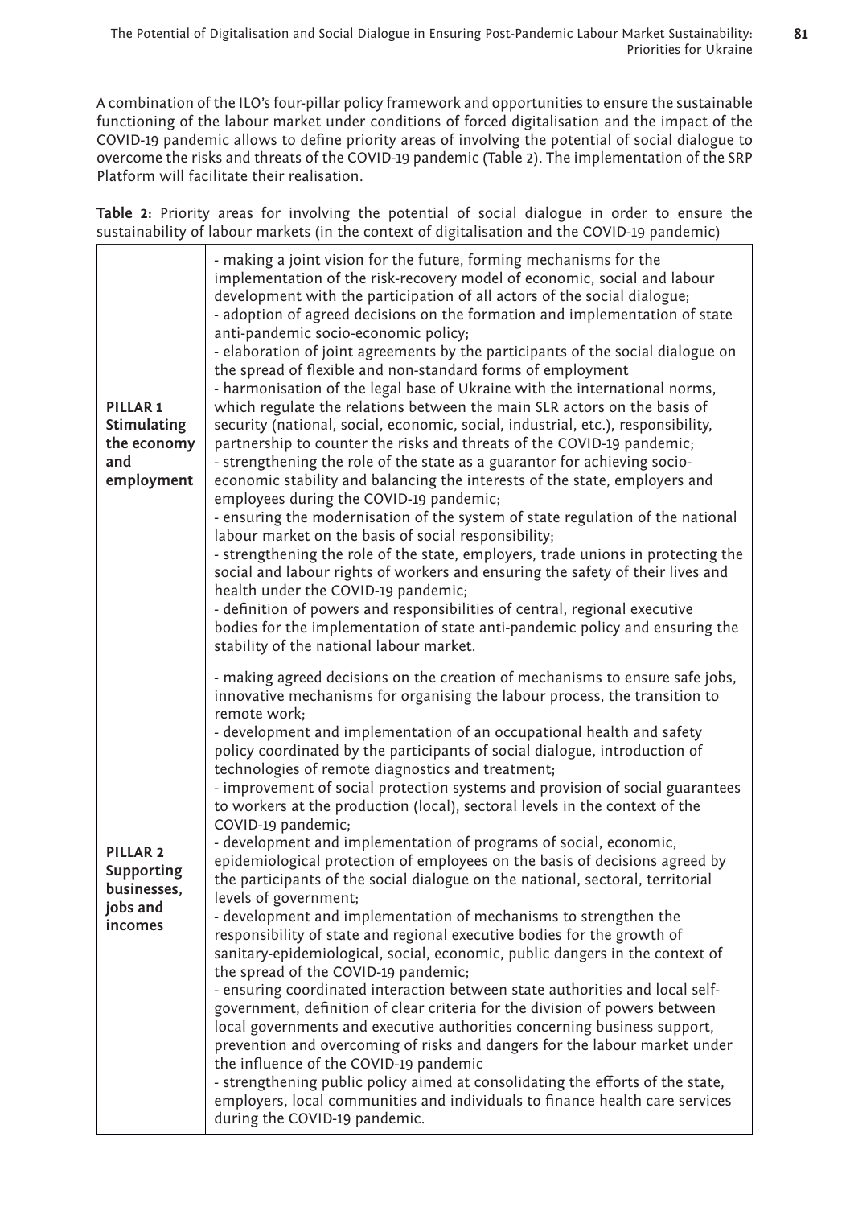A combination of the ILO's four-pillar policy framework and opportunities to ensure the sustainable functioning of the labour market under conditions of forced digitalisation and the impact of the COVID-19 pandemic allows to define priority areas of involving the potential of social dialogue to overcome the risks and threats of the COVID-19 pandemic (Table 2). The implementation of the SRP Platform will facilitate their realisation.

**Table 2:** Priority areas for involving the potential of social dialogue in order to ensure the sustainability of labour markets (in the context of digitalisation and the COVID-19 pandemic)

| | |
|---|---|
| **PILLAR 1 Stimulating the economy and employment** | - making a joint vision for the future, forming mechanisms for the implementation of the risk-recovery model of economic, social and labour development with the participation of all actors of the social dialogue;<br>- adoption of agreed decisions on the formation and implementation of state anti-pandemic socio-economic policy;<br>- elaboration of joint agreements by the participants of the social dialogue on the spread of flexible and non-standard forms of employment<br>- harmonisation of the legal base of Ukraine with the international norms, which regulate the relations between the main SLR actors on the basis of security (national, social, economic, social, industrial, etc.), responsibility, partnership to counter the risks and threats of the COVID-19 pandemic;<br>- strengthening the role of the state as a guarantor for achieving socio-economic stability and balancing the interests of the state, employers and employees during the COVID-19 pandemic;<br>- ensuring the modernisation of the system of state regulation of the national labour market on the basis of social responsibility;<br>- strengthening the role of the state, employers, trade unions in protecting the social and labour rights of workers and ensuring the safety of their lives and health under the COVID-19 pandemic;<br>- definition of powers and responsibilities of central, regional executive bodies for the implementation of state anti-pandemic policy and ensuring the stability of the national labour market. |
| **PILLAR 2 Supporting businesses, jobs and incomes** | - making agreed decisions on the creation of mechanisms to ensure safe jobs, innovative mechanisms for organising the labour process, the transition to remote work;<br>- development and implementation of an occupational health and safety policy coordinated by the participants of social dialogue, introduction of technologies of remote diagnostics and treatment;<br>- improvement of social protection systems and provision of social guarantees to workers at the production (local), sectoral levels in the context of the COVID-19 pandemic;<br>- development and implementation of programs of social, economic, epidemiological protection of employees on the basis of decisions agreed by the participants of the social dialogue on the national, sectoral, territorial levels of government;<br>- development and implementation of mechanisms to strengthen the responsibility of state and regional executive bodies for the growth of sanitary-epidemiological, social, economic, public dangers in the context of the spread of the COVID-19 pandemic;<br>- ensuring coordinated interaction between state authorities and local self-government, definition of clear criteria for the division of powers between local governments and executive authorities concerning business support, prevention and overcoming of risks and dangers for the labour market under the influence of the COVID-19 pandemic<br>- strengthening public policy aimed at consolidating the efforts of the state, employers, local communities and individuals to finance health care services during the COVID-19 pandemic. |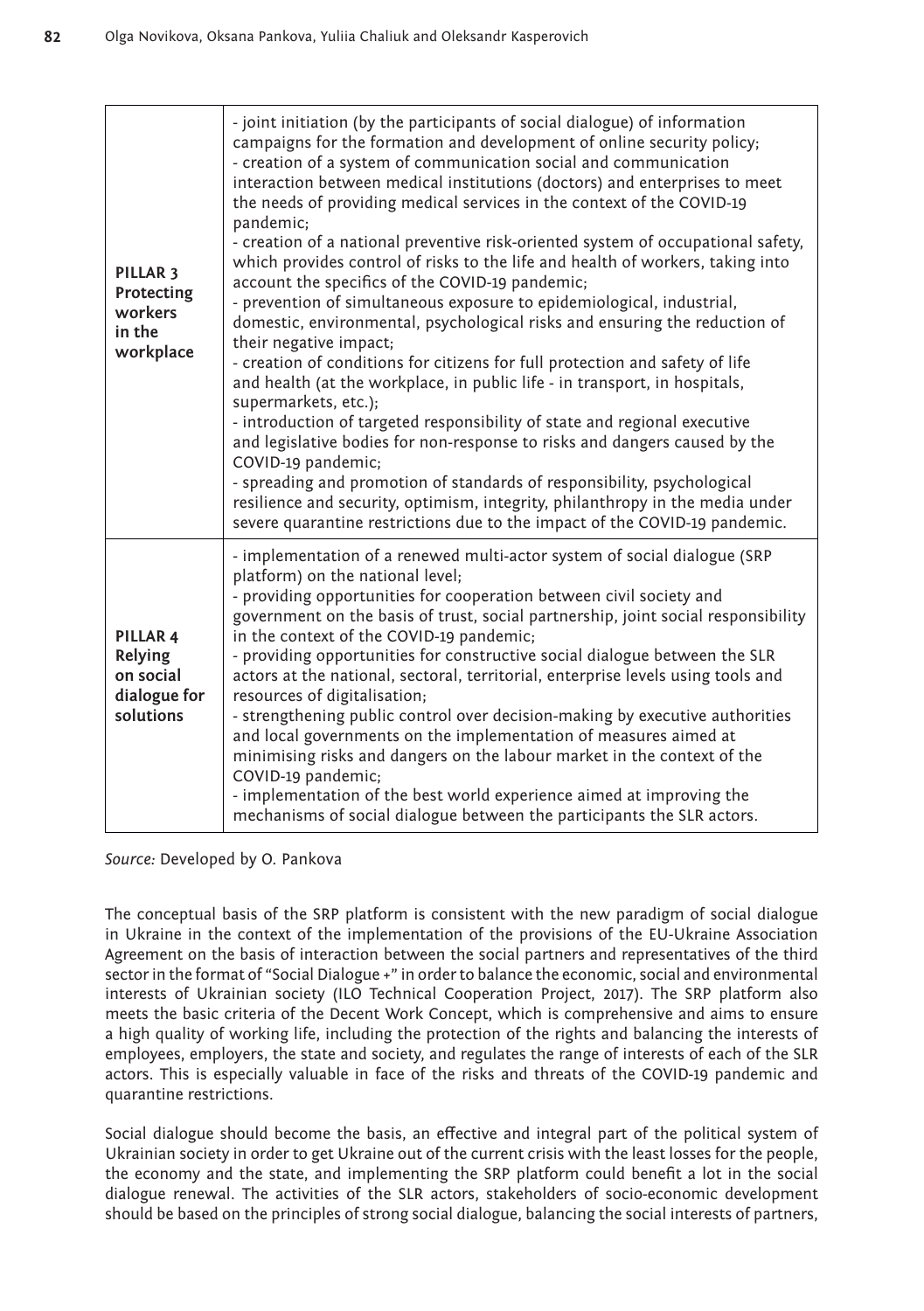| | |
|---|---|
| **PILLAR 3 Protecting workers in the workplace** | - joint initiation (by the participants of social dialogue) of information campaigns for the formation and development of online security policy;<br>- creation of a system of communication social and communication interaction between medical institutions (doctors) and enterprises to meet the needs of providing medical services in the context of the COVID-19 pandemic;<br>- creation of a national preventive risk-oriented system of occupational safety, which provides control of risks to the life and health of workers, taking into account the specifics of the COVID-19 pandemic;<br>- prevention of simultaneous exposure to epidemiological, industrial, domestic, environmental, psychological risks and ensuring the reduction of their negative impact;<br>- creation of conditions for citizens for full protection and safety of life and health (at the workplace, in public life - in transport, in hospitals, supermarkets, etc.);<br>- introduction of targeted responsibility of state and regional executive and legislative bodies for non-response to risks and dangers caused by the COVID-19 pandemic;<br>- spreading and promotion of standards of responsibility, psychological resilience and security, optimism, integrity, philanthropy in the media under severe quarantine restrictions due to the impact of the COVID-19 pandemic. |
| **PILLAR 4 Relying on social dialogue for solutions** | - implementation of a renewed multi-actor system of social dialogue (SRP platform) on the national level;<br>- providing opportunities for cooperation between civil society and government on the basis of trust, social partnership, joint social responsibility in the context of the COVID-19 pandemic;<br>- providing opportunities for constructive social dialogue between the SLR actors at the national, sectoral, territorial, enterprise levels using tools and resources of digitalisation;<br>- strengthening public control over decision-making by executive authorities and local governments on the implementation of measures aimed at minimising risks and dangers on the labour market in the context of the COVID-19 pandemic;<br>- implementation of the best world experience aimed at improving the mechanisms of social dialogue between the participants the SLR actors. |

*Source:* Developed by O. Pankova

The conceptual basis of the SRP platform is consistent with the new paradigm of social dialogue in Ukraine in the context of the implementation of the provisions of the EU-Ukraine Association Agreement on the basis of interaction between the social partners and representatives of the third sector in the format of "Social Dialogue +" in order to balance the economic, social and environmental interests of Ukrainian society (ILO Technical Cooperation Project, 2017). The SRP platform also meets the basic criteria of the Decent Work Concept, which is comprehensive and aims to ensure a high quality of working life, including the protection of the rights and balancing the interests of employees, employers, the state and society, and regulates the range of interests of each of the SLR actors. This is especially valuable in face of the risks and threats of the COVID-19 pandemic and quarantine restrictions.

Social dialogue should become the basis, an effective and integral part of the political system of Ukrainian society in order to get Ukraine out of the current crisis with the least losses for the people, the economy and the state, and implementing the SRP platform could benefit a lot in the social dialogue renewal. The activities of the SLR actors, stakeholders of socio-economic development should be based on the principles of strong social dialogue, balancing the social interests of partners,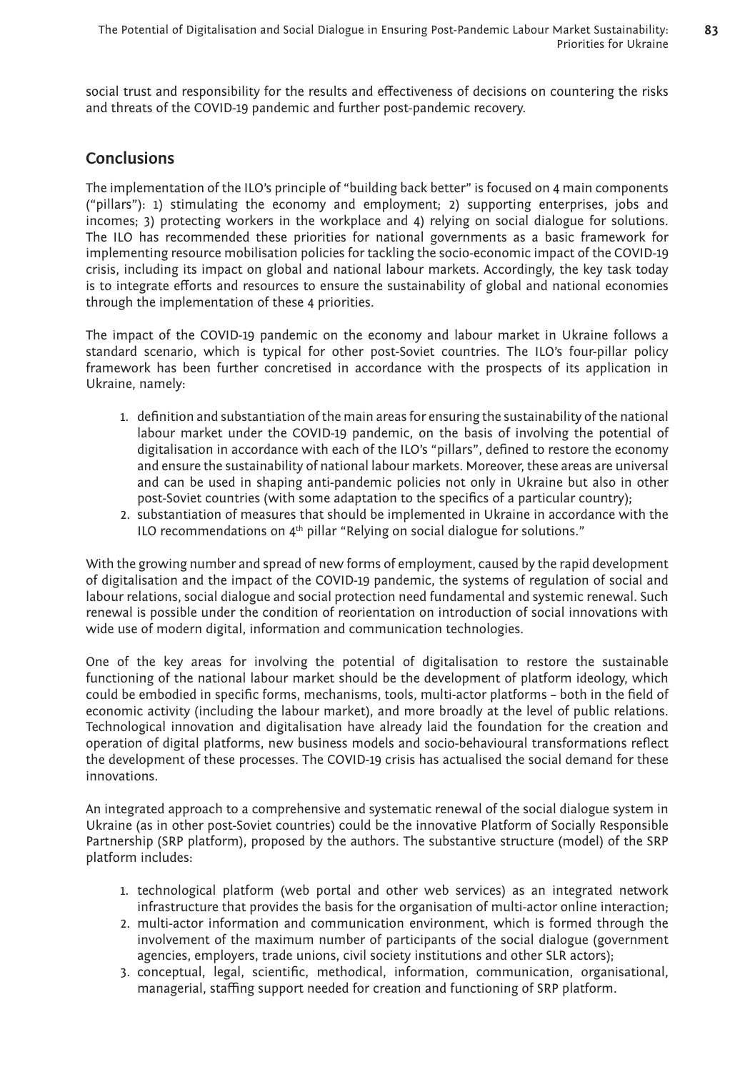social trust and responsibility for the results and effectiveness of decisions on countering the risks and threats of the COVID-19 pandemic and further post-pandemic recovery.

## Conclusions

The implementation of the ILO's principle of "building back better" is focused on 4 main components ("pillars"): 1) stimulating the economy and employment; 2) supporting enterprises, jobs and incomes; 3) protecting workers in the workplace and 4) relying on social dialogue for solutions. The ILO has recommended these priorities for national governments as a basic framework for implementing resource mobilisation policies for tackling the socio-economic impact of the COVID-19 crisis, including its impact on global and national labour markets. Accordingly, the key task today is to integrate efforts and resources to ensure the sustainability of global and national economies through the implementation of these 4 priorities.

The impact of the COVID-19 pandemic on the economy and labour market in Ukraine follows a standard scenario, which is typical for other post-Soviet countries. The ILO's four-pillar policy framework has been further concretised in accordance with the prospects of its application in Ukraine, namely:

1. definition and substantiation of the main areas for ensuring the sustainability of the national labour market under the COVID-19 pandemic, on the basis of involving the potential of digitalisation in accordance with each of the ILO's "pillars", defined to restore the economy and ensure the sustainability of national labour markets. Moreover, these areas are universal and can be used in shaping anti-pandemic policies not only in Ukraine but also in other post-Soviet countries (with some adaptation to the specifics of a particular country);
2. substantiation of measures that should be implemented in Ukraine in accordance with the ILO recommendations on 4th pillar "Relying on social dialogue for solutions."

With the growing number and spread of new forms of employment, caused by the rapid development of digitalisation and the impact of the COVID-19 pandemic, the systems of regulation of social and labour relations, social dialogue and social protection need fundamental and systemic renewal. Such renewal is possible under the condition of reorientation on introduction of social innovations with wide use of modern digital, information and communication technologies.

One of the key areas for involving the potential of digitalisation to restore the sustainable functioning of the national labour market should be the development of platform ideology, which could be embodied in specific forms, mechanisms, tools, multi-actor platforms – both in the field of economic activity (including the labour market), and more broadly at the level of public relations. Technological innovation and digitalisation have already laid the foundation for the creation and operation of digital platforms, new business models and socio-behavioural transformations reflect the development of these processes. The COVID-19 crisis has actualised the social demand for these innovations.

An integrated approach to a comprehensive and systematic renewal of the social dialogue system in Ukraine (as in other post-Soviet countries) could be the innovative Platform of Socially Responsible Partnership (SRP platform), proposed by the authors. The substantive structure (model) of the SRP platform includes:

1. technological platform (web portal and other web services) as an integrated network infrastructure that provides the basis for the organisation of multi-actor online interaction;
2. multi-actor information and communication environment, which is formed through the involvement of the maximum number of participants of the social dialogue (government agencies, employers, trade unions, civil society institutions and other SLR actors);
3. conceptual, legal, scientific, methodical, information, communication, organisational, managerial, staffing support needed for creation and functioning of SRP platform.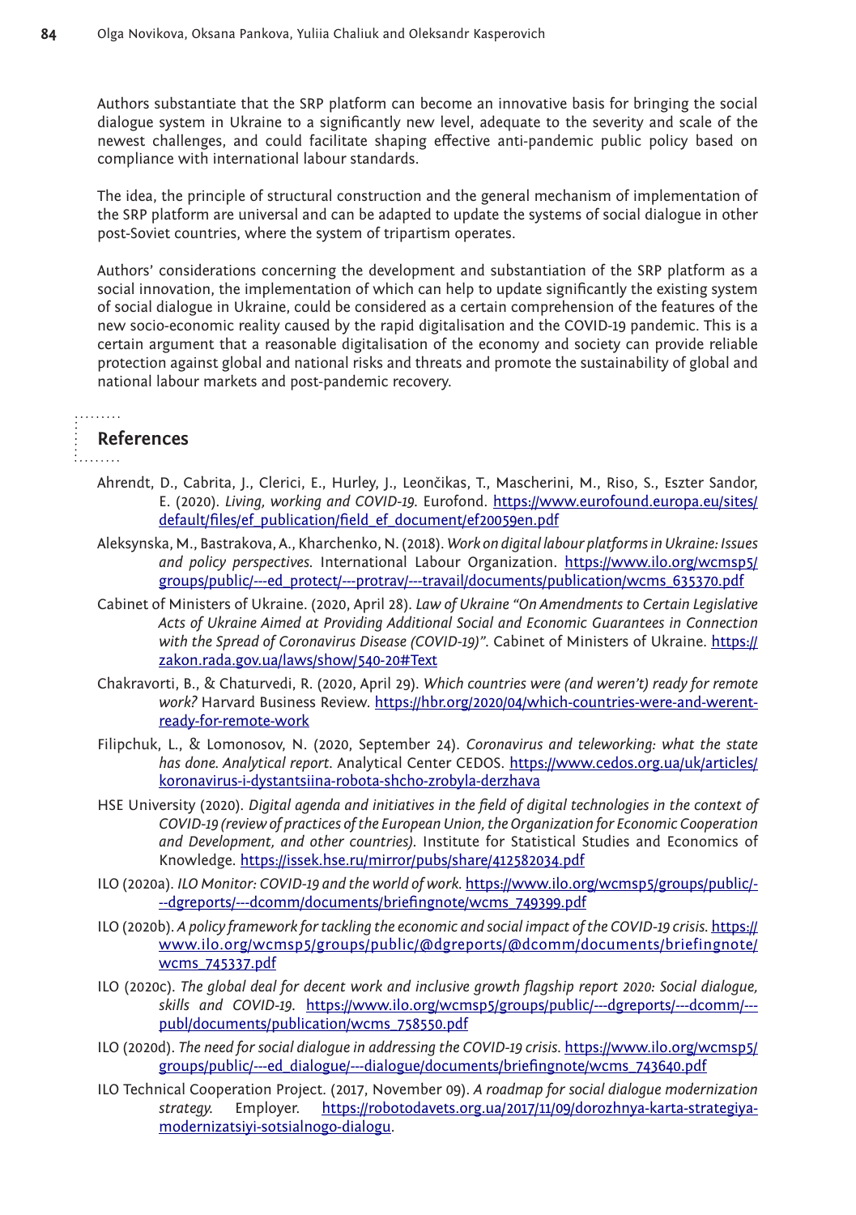Authors substantiate that the SRP platform can become an innovative basis for bringing the social dialogue system in Ukraine to a significantly new level, adequate to the severity and scale of the newest challenges, and could facilitate shaping effective anti-pandemic public policy based on compliance with international labour standards.

The idea, the principle of structural construction and the general mechanism of implementation of the SRP platform are universal and can be adapted to update the systems of social dialogue in other post-Soviet countries, where the system of tripartism operates.

Authors' considerations concerning the development and substantiation of the SRP platform as a social innovation, the implementation of which can help to update significantly the existing system of social dialogue in Ukraine, could be considered as a certain comprehension of the features of the new socio-economic reality caused by the rapid digitalisation and the COVID-19 pandemic. This is a certain argument that a reasonable digitalisation of the economy and society can provide reliable protection against global and national risks and threats and promote the sustainability of global and national labour markets and post-pandemic recovery.

## References

Ahrendt, D., Cabrita, J., Clerici, E., Hurley, J., Leončikas, T., Mascherini, M., Riso, S., Eszter Sandor, E. (2020). *Living, working and COVID-19*. Eurofond. https://www.eurofound.europa.eu/sites/default/files/ef_publication/field_ef_document/ef20059en.pdf

Aleksynska, M., Bastrakova, A., Kharchenko, N. (2018). *Work on digital labour platforms in Ukraine: Issues and policy perspectives*. International Labour Organization. https://www.ilo.org/wcmsp5/groups/public/---ed_protect/---protrav/---travail/documents/publication/wcms_635370.pdf

Cabinet of Ministers of Ukraine. (2020, April 28). *Law of Ukraine "On Amendments to Certain Legislative Acts of Ukraine Aimed at Providing Additional Social and Economic Guarantees in Connection with the Spread of Coronavirus Disease (COVID-19)"*. Cabinet of Ministers of Ukraine. https://zakon.rada.gov.ua/laws/show/540-20#Text

Chakravorti, B., & Chaturvedi, R. (2020, April 29). *Which countries were (and weren't) ready for remote work?* Harvard Business Review. https://hbr.org/2020/04/which-countries-were-and-werent-ready-for-remote-work

Filipchuk, L., & Lomonosov, N. (2020, September 24). *Coronavirus and teleworking: what the state has done. Analytical report*. Analytical Center CEDOS. https://www.cedos.org.ua/uk/articles/koronavirus-i-dystantsiina-robota-shcho-zrobyla-derzhava

HSE University (2020). *Digital agenda and initiatives in the field of digital technologies in the context of COVID-19 (review of practices of the European Union, the Organization for Economic Cooperation and Development, and other countries)*. Institute for Statistical Studies and Economics of Knowledge. https://issek.hse.ru/mirror/pubs/share/412582034.pdf

ILO (2020a). *ILO Monitor: COVID-19 and the world of work*. https://www.ilo.org/wcmsp5/groups/public/---dgreports/---dcomm/documents/briefingnote/wcms_749399.pdf

ILO (2020b). *A policy framework for tackling the economic and social impact of the COVID-19 crisis*. https://www.ilo.org/wcmsp5/groups/public/@dgreports/@dcomm/documents/briefingnote/wcms_745337.pdf

ILO (2020c). *The global deal for decent work and inclusive growth flagship report 2020: Social dialogue, skills and COVID-19*. https://www.ilo.org/wcmsp5/groups/public/---dgreports/---dcomm/---publ/documents/publication/wcms_758550.pdf

ILO (2020d). *The need for social dialogue in addressing the COVID-19 crisis*. https://www.ilo.org/wcmsp5/groups/public/---ed_dialogue/---dialogue/documents/briefingnote/wcms_743640.pdf

ILO Technical Cooperation Project. (2017, November 09). *A roadmap for social dialogue modernization strategy*. Employer. https://robotodavets.org.ua/2017/11/09/dorozhnya-karta-strategiya-modernizatsiyi-sotsialnogo-dialogu.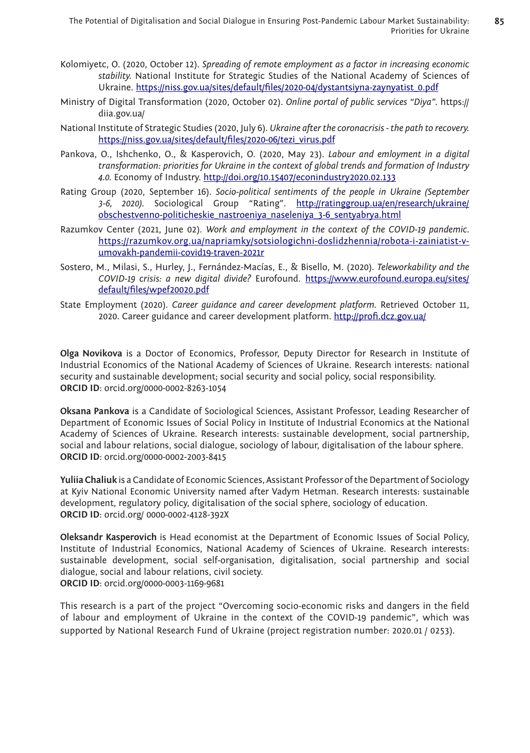Kolomiyetc, O. (2020, October 12). *Spreading of remote employment as a factor in increasing economic stability.* National Institute for Strategic Studies of the National Academy of Sciences of Ukraine. https://niss.gov.ua/sites/default/files/2020-04/dystantsiyna-zaynyatist_0.pdf

Ministry of Digital Transformation (2020, October 02). *Online portal of public services "Diya".* https://diia.gov.ua/

National Institute of Strategic Studies (2020, July 6). *Ukraine after the coronacrisis - the path to recovery.* https://niss.gov.ua/sites/default/files/2020-06/tezi_virus.pdf

Pankova, O., Ishchenko, O., & Kasperovich, O. (2020, May 23). *Labour and emloyment in a digital transformation: priorities for Ukraine in the context of global trends and formation of Industry 4.0.* Economy of Industry. http://doi.org/10.15407/econindustry2020.02.133

Rating Group (2020, September 16). *Socio-political sentiments of the people in Ukraine (September 3-6, 2020).* Sociological Group "Rating". http://ratinggroup.ua/en/research/ukraine/obschestvenno-politicheskie_nastroeniya_naseleniya_3-6_sentyabrya.html

Razumkov Center (2021, June 02). *Work and employment in the context of the COVID-19 pandemic.* https://razumkov.org.ua/napriamky/sotsiologichni-doslidzhennia/robota-i-zainiatist-v-umovakh-pandemii-covid19-traven-2021r

Sostero, M., Milasi, S., Hurley, J., Fernández-Macías, E., & Bisello, M. (2020). *Teleworkability and the COVID-19 crisis: a new digital divide?* Eurofound. https://www.eurofound.europa.eu/sites/default/files/wpef20020.pdf

State Employment (2020). *Career guidance and career development platform.* Retrieved October 11, 2020. Career guidance and career development platform. http://profi.dcz.gov.ua/

**Olga Novikova** is a Doctor of Economics, Professor, Deputy Director for Research in Institute of Industrial Economics of the National Academy of Sciences of Ukraine. Research interests: national security and sustainable development; social security and social policy, social responsibility.
**ORCID ID**: orcid.org/0000-0002-8263-1054

**Oksana Pankova** is a Candidate of Sociological Sciences, Assistant Professor, Leading Researcher of Department of Economic Issues of Social Policy in Institute of Industrial Economics at the National Academy of Sciences of Ukraine. Research interests: sustainable development, social partnership, social and labour relations, social dialogue, sociology of labour, digitalisation of the labour sphere.
**ORCID ID**: orcid.org/0000-0002-2003-8415

**Yuliia Chaliuk** is a Candidate of Economic Sciences, Assistant Professor of the Department of Sociology at Kyiv National Economic University named after Vadym Hetman. Research interests: sustainable development, regulatory policy, digitalisation of the social sphere, sociology of education.
**ORCID ID**: orcid.org/ 0000-0002-4128-392X

**Oleksandr Kasperovich** is Head economist at the Department of Economic Issues of Social Policy, Institute of Industrial Economics, National Academy of Sciences of Ukraine. Research interests: sustainable development, social self-organisation, digitalisation, social partnership and social dialogue, social and labour relations, civil society.
**ORCID ID**: orcid.org/0000-0003-1169-9681

This research is a part of the project "Overcoming socio-economic risks and dangers in the field of labour and employment of Ukraine in the context of the COVID-19 pandemic", which was supported by National Research Fund of Ukraine (project registration number: 2020.01 / 0253).